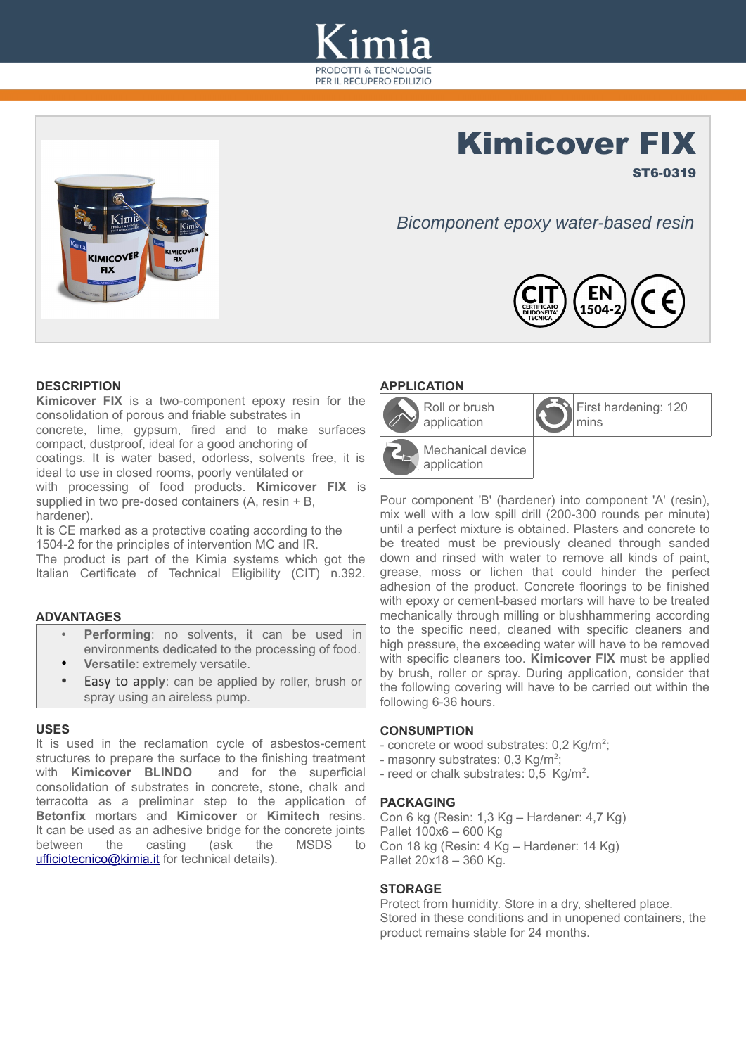# Kimicover FIX

**ST6-0319**

*Bicomponent epoxy water-based resin*

## DESCRIPTION

**Kimicover FIX** is a two-component epoxy resin for the consolidation of porous and friable substrates in concrete, lime, gypsum, fired and to make surfaces compact, dustproof, ideal for a good anchoring of coatings. It is water based, odorless, solvents free, it is ideal to use in closed rooms, poorly ventilated or with processing of food products. **Kimicover FIX** is supplied in two pre-dosed containers (A, resin + B, hardener).

It is CE marked as a protective coating according to the 1504-2 for the principles of intervention MC and IR.

The product is part of the Kimia systems which got the Italian Certificate of Technical Eligibility (CIT) n.392.

## ADVANTAGES

- **Performing**: no solvents, it can be used in environments dedicated to the processing of food.
- **Versatile**: extremely versatile.
- **Easy to apply**: can be applied by roller, brush or spray using an airless pump.

## USES

It is used in the reclamation cycle of asbestos-cement structures to prepare the surface to the finishing treatment with **Kimicover BLINDO** and for the superficial consolidation of substrates in concrete, stone, chalk and terracotta as a preliminar step to the application of **Betonfix** mortars and **Kimicover** or **Kimitech** resins. It can be used as an adhesive bridge for the concrete joints between the casting (ask the MSDS to ufficiotecnico@kimia.it for technical details).

## APPLICATION

| | | | |
|---|---|---|---|
| | Roll or brush application | | First hardening: 120 mins |
| | Mechanical device application | | |

Pour component 'B' (hardener) into component 'A' (resin), mix well with a low spill drill (200-300 rounds per minute) until a perfect mixture is obtained. Plasters and concrete to be treated must be previously cleaned through sanded down and rinsed with water to remove all kinds of paint, grease, moss or lichen that could hinder the perfect adhesion of the product. Concrete floorings to be finished with epoxy or cement-based mortars will have to be treated mechanically through milling or blushhammering according to the specific need, cleaned with specific cleaners and high pressure, the exceeding water will have to be removed with specific cleaners too. **Kimicover FIX** must be applied by brush, roller or spray. During application, consider that the following covering will have to be carried out within the following 6-36 hours.

## CONSUMPTION

- concrete or wood substrates: 0,2 Kg/m$^2$;
- masonry substrates: 0,3 Kg/m$^2$;
- reed or chalk substrates: 0,5 Kg/m$^2$.

## PACKAGING

Con 6 kg (Resin: 1,3 Kg – Hardener: 4,7 Kg)
Pallet 100x6 – 600 Kg
Con 18 kg (Resin: 4 Kg – Hardener: 14 Kg)
Pallet 20x18 – 360 Kg.

## STORAGE

Protect from humidity. Store in a dry, sheltered place.
Stored in these conditions and in unopened containers, the product remains stable for 24 months.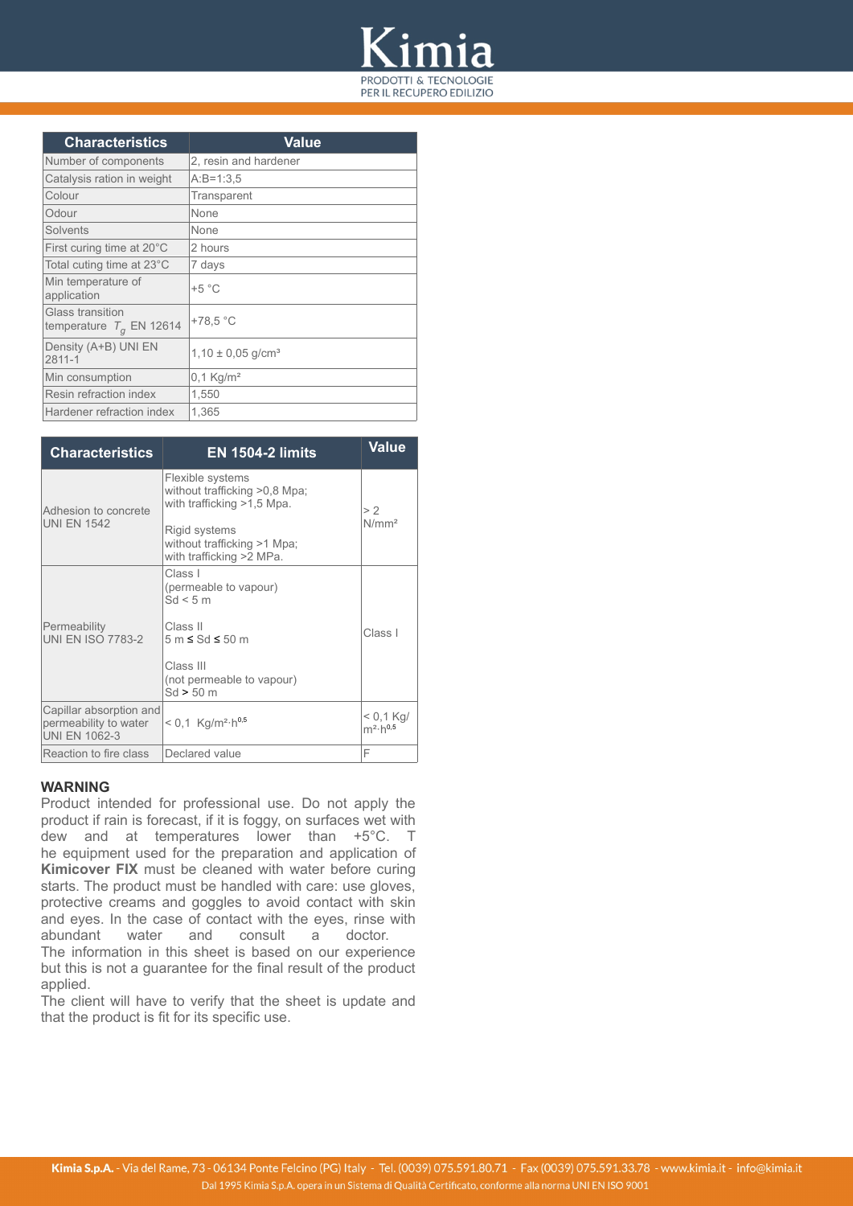| Characteristics | Value |
|---|---|
| Number of components | 2, resin and hardener |
| Catalysis ration in weight | A:B=1:3,5 |
| Colour | Transparent |
| Odour | None |
| Solvents | None |
| First curing time at 20°C | 2 hours |
| Total cuting time at 23°C | 7 days |
| Min temperature of application | +5 °C |
| Glass transition temperature $T_g$ EN 12614 | +78,5 °C |
| Density (A+B) UNI EN 2811-1 | 1,10 ± 0,05 g/cm³ |
| Min consumption | 0,1 Kg/m² |
| Resin refraction index | 1,550 |
| Hardener refraction index | 1,365 |

| Characteristics | EN 1504-2 limits | Value |
|---|---|---|
| Adhesion to concrete UNI EN 1542 | Flexible systems without trafficking >0,8 Mpa; with trafficking >1,5 Mpa. Rigid systems without trafficking >1 Mpa; with trafficking >2 MPa. | > 2 N/mm² |
| Permeability UNI EN ISO 7783-2 | Class I (permeable to vapour) Sd < 5 m Class II 5 m ≤ Sd ≤ 50 m Class III (not permeable to vapour) Sd > 50 m | Class I |
| Capillar absorption and permeability to water UNI EN 1062-3 | < 0,1 Kg/m²·h$^{0,5}$ | < 0,1 Kg/m²·h$^{0,5}$ |
| Reaction to fire class | Declared value | F |

**WARNING**

Product intended for professional use. Do not apply the product if rain is forecast, if it is foggy, on surfaces wet with dew and at temperatures lower than +5°C. The equipment used for the preparation and application of **Kimicover FIX** must be cleaned with water before curing starts. The product must be handled with care: use gloves, protective creams and goggles to avoid contact with skin and eyes. In the case of contact with the eyes, rinse with abundant water and consult a doctor.

The information in this sheet is based on our experience but this is not a guarantee for the final result of the product applied.

The client will have to verify that the sheet is update and that the product is fit for its specific use.